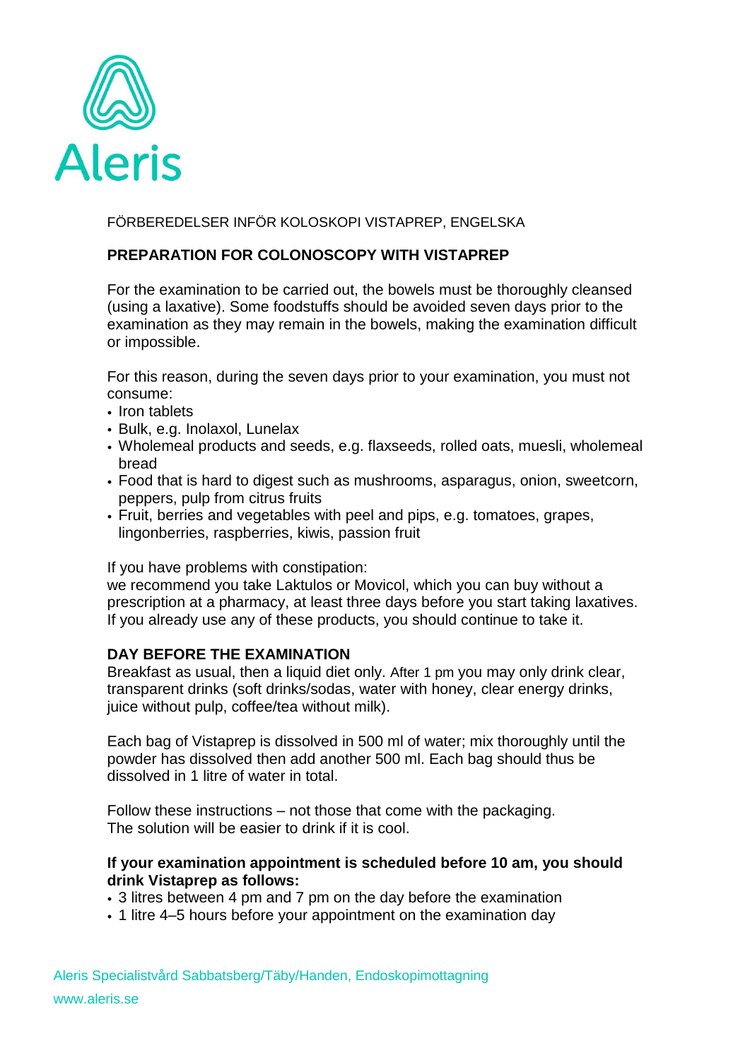FÖRBEREDELSER INFÖR KOLOSKOPI VISTAPREP, ENGELSKA

## PREPARATION FOR COLONOSCOPY WITH VISTAPREP

For the examination to be carried out, the bowels must be thoroughly cleansed (using a laxative). Some foodstuffs should be avoided seven days prior to the examination as they may remain in the bowels, making the examination difficult or impossible.

For this reason, during the seven days prior to your examination, you must not consume:

- Iron tablets
- Bulk, e.g. Inolaxol, Lunelax
- Wholemeal products and seeds, e.g. flaxseeds, rolled oats, muesli, wholemeal bread
- Food that is hard to digest such as mushrooms, asparagus, onion, sweetcorn, peppers, pulp from citrus fruits
- Fruit, berries and vegetables with peel and pips, e.g. tomatoes, grapes, lingonberries, raspberries, kiwis, passion fruit

If you have problems with constipation:
we recommend you take Laktulos or Movicol, which you can buy without a prescription at a pharmacy, at least three days before you start taking laxatives. If you already use any of these products, you should continue to take it.

### DAY BEFORE THE EXAMINATION

Breakfast as usual, then a liquid diet only. After 1 pm you may only drink clear, transparent drinks (soft drinks/sodas, water with honey, clear energy drinks, juice without pulp, coffee/tea without milk).

Each bag of Vistaprep is dissolved in 500 ml of water; mix thoroughly until the powder has dissolved then add another 500 ml. Each bag should thus be dissolved in 1 litre of water in total.

Follow these instructions – not those that come with the packaging.
The solution will be easier to drink if it is cool.

**If your examination appointment is scheduled before 10 am, you should drink Vistaprep as follows:**

- 3 litres between 4 pm and 7 pm on the day before the examination
- 1 litre 4–5 hours before your appointment on the examination day

Aleris Specialistvård Sabbatsberg/Täby/Handen, Endoskopimottagning
www.aleris.se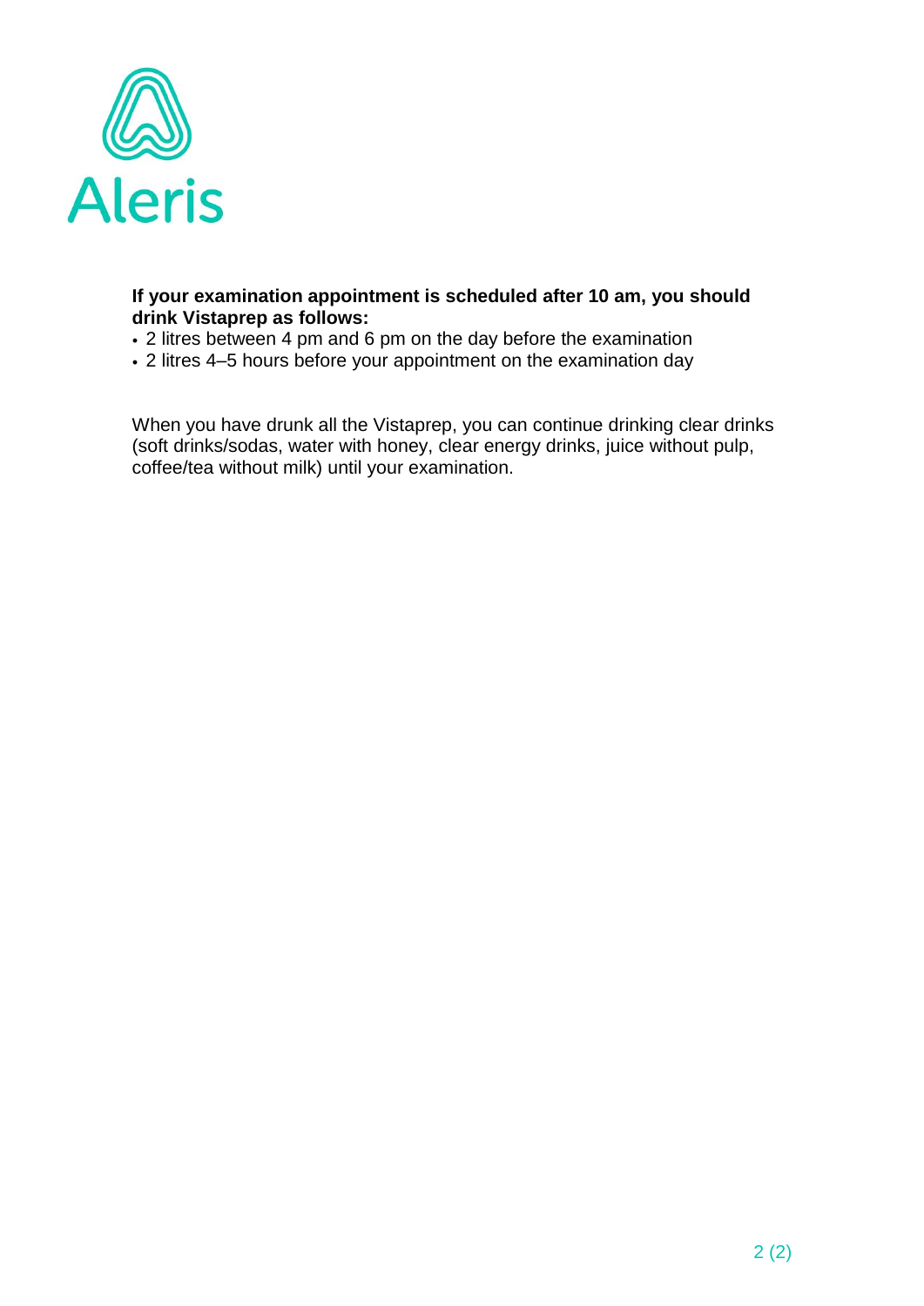**If your examination appointment is scheduled after 10 am, you should drink Vistaprep as follows:**

- 2 litres between 4 pm and 6 pm on the day before the examination
- 2 litres 4–5 hours before your appointment on the examination day

When you have drunk all the Vistaprep, you can continue drinking clear drinks (soft drinks/sodas, water with honey, clear energy drinks, juice without pulp, coffee/tea without milk) until your examination.